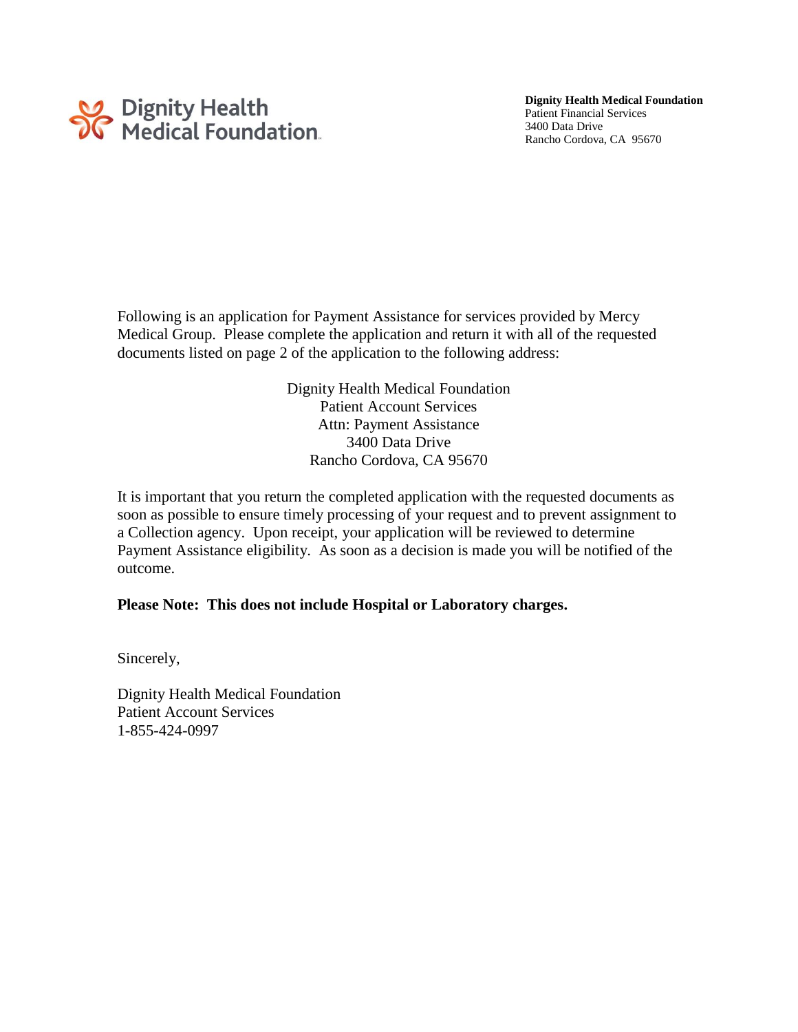Dignity Health
Medical Foundation

**Dignity Health Medical Foundation**
Patient Financial Services
3400 Data Drive
Rancho Cordova, CA 95670

Following is an application for Payment Assistance for services provided by Mercy Medical Group. Please complete the application and return it with all of the requested documents listed on page 2 of the application to the following address:

Dignity Health Medical Foundation
Patient Account Services
Attn: Payment Assistance
3400 Data Drive
Rancho Cordova, CA 95670

It is important that you return the completed application with the requested documents as soon as possible to ensure timely processing of your request and to prevent assignment to a Collection agency. Upon receipt, your application will be reviewed to determine Payment Assistance eligibility. As soon as a decision is made you will be notified of the outcome.

**Please Note: This does not include Hospital or Laboratory charges.**

Sincerely,

Dignity Health Medical Foundation
Patient Account Services
1-855-424-0997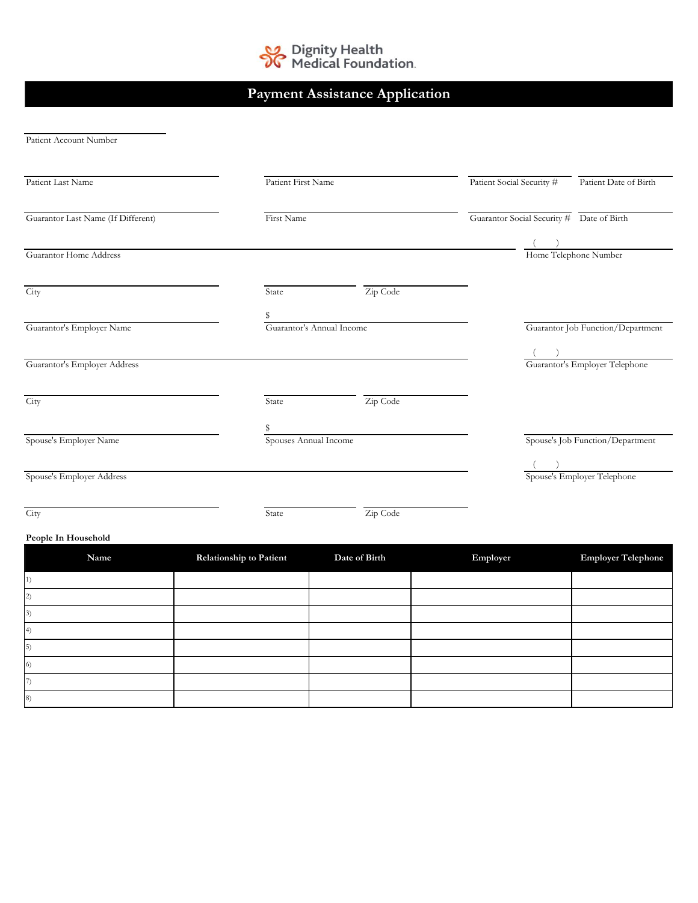Dignity Health Medical Foundation

# Payment Assistance Application

Patient Account Number

Patient Last Name | Patient First Name | Patient Social Security # | Patient Date of Birth

Guarantor Last Name (If Different) | First Name | Guarantor Social Security # | Date of Birth

Guarantor Home Address | ( ) Home Telephone Number

City | State | Zip Code

Guarantor's Employer Name | $ Guarantor's Annual Income | Guarantor Job Function/Department

Guarantor's Employer Address | ( ) Guarantor's Employer Telephone

City | State | Zip Code

Spouse's Employer Name | $ Spouses Annual Income | Spouse's Job Function/Department

Spouse's Employer Address | ( ) Spouse's Employer Telephone

City | State | Zip Code

**People In Household**

| Name | Relationship to Patient | Date of Birth | Employer | Employer Telephone |
|---|---|---|---|---|
| 1) | | | | |
| 2) | | | | |
| 3) | | | | |
| 4) | | | | |
| 5) | | | | |
| 6) | | | | |
| 7) | | | | |
| 8) | | | | |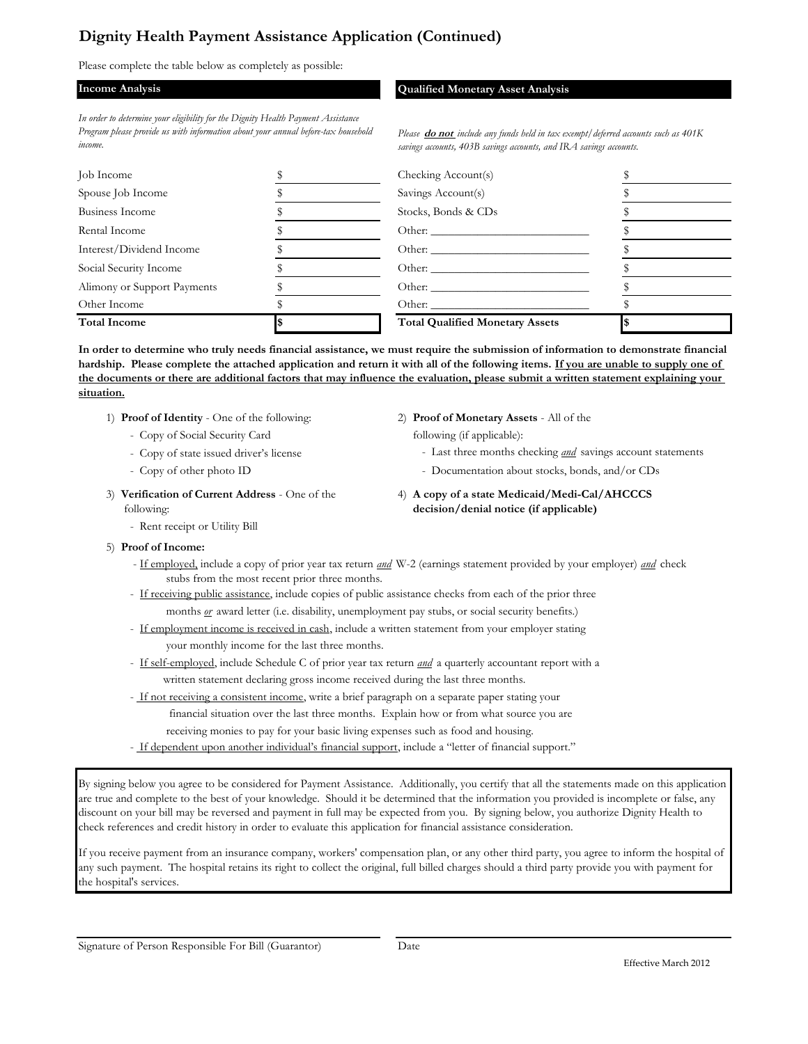# Dignity Health Payment Assistance Application (Continued)

Please complete the table below as completely as possible:

| **Income Analysis** | | **Qualified Monetary Asset Analysis** | |
|---|---|---|---|
| *In order to determine your eligibility for the Dignity Health Payment Assistance Program please provide us with information about your annual before-tax household income.* | | *Please **do not** include any funds held in tax exempt/deferred accounts such as 401K savings accounts, 403B savings accounts, and IRA savings accounts.* | |
| Job Income | $ | Checking Account(s) | $ |
| Spouse Job Income | $ | Savings Account(s) | $ |
| Business Income | $ | Stocks, Bonds & CDs | $ |
| Rental Income | $ | Other: ___________________________ | $ |
| Interest/Dividend Income | $ | Other: ___________________________ | $ |
| Social Security Income | $ | Other: ___________________________ | $ |
| Alimony or Support Payments | $ | Other: ___________________________ | $ |
| Other Income | $ | Other: ___________________________ | $ |
| **Total Income** | **$** | **Total Qualified Monetary Assets** | **$** |

**In order to determine who truly needs financial assistance, we must require the submission of information to demonstrate financial hardship. Please complete the attached application and return it with all of the following items. <u>If you are unable to supply one of the documents or there are additional factors that may influence the evaluation, please submit a written statement explaining your situation.</u>**

1) **Proof of Identity** - One of the following:
   - Copy of Social Security Card
   - Copy of state issued driver's license
   - Copy of other photo ID

2) **Proof of Monetary Assets** - All of the following (if applicable):
   - Last three months checking ***and*** savings account statements
   - Documentation about stocks, bonds, and/or CDs

3) **Verification of Current Address** - One of the following:
   - Rent receipt or Utility Bill

4) **A copy of a state Medicaid/Medi-Cal/AHCCCS decision/denial notice (if applicable)**

5) **Proof of Income:**
   - <u>If employed,</u> include a copy of prior year tax return ***and*** W-2 (earnings statement provided by your employer) ***and*** check stubs from the most recent prior three months.
   - <u>If receiving public assistance</u>, include copies of public assistance checks from each of the prior three months ***or*** award letter (i.e. disability, unemployment pay stubs, or social security benefits.)
   - <u>If employment income is received in cash</u>, include a written statement from your employer stating your monthly income for the last three months.
   - <u>If self-employed</u>, include Schedule C of prior year tax return ***and*** a quarterly accountant report with a written statement declaring gross income received during the last three months.
   - <u>If not receiving a consistent income</u>, write a brief paragraph on a separate paper stating your financial situation over the last three months. Explain how or from what source you are receiving monies to pay for your basic living expenses such as food and housing.
   - <u>If dependent upon another individual's financial support</u>, include a "letter of financial support."

By signing below you agree to be considered for Payment Assistance. Additionally, you certify that all the statements made on this application are true and complete to the best of your knowledge. Should it be determined that the information you provided is incomplete or false, any discount on your bill may be reversed and payment in full may be expected from you. By signing below, you authorize Dignity Health to check references and credit history in order to evaluate this application for financial assistance consideration.

If you receive payment from an insurance company, workers' compensation plan, or any other third party, you agree to inform the hospital of any such payment. The hospital retains its right to collect the original, full billed charges should a third party provide you with payment for the hospital's services.

_______________________________________ _______________________

Signature of Person Responsible For Bill (Guarantor) Date

Effective March 2012